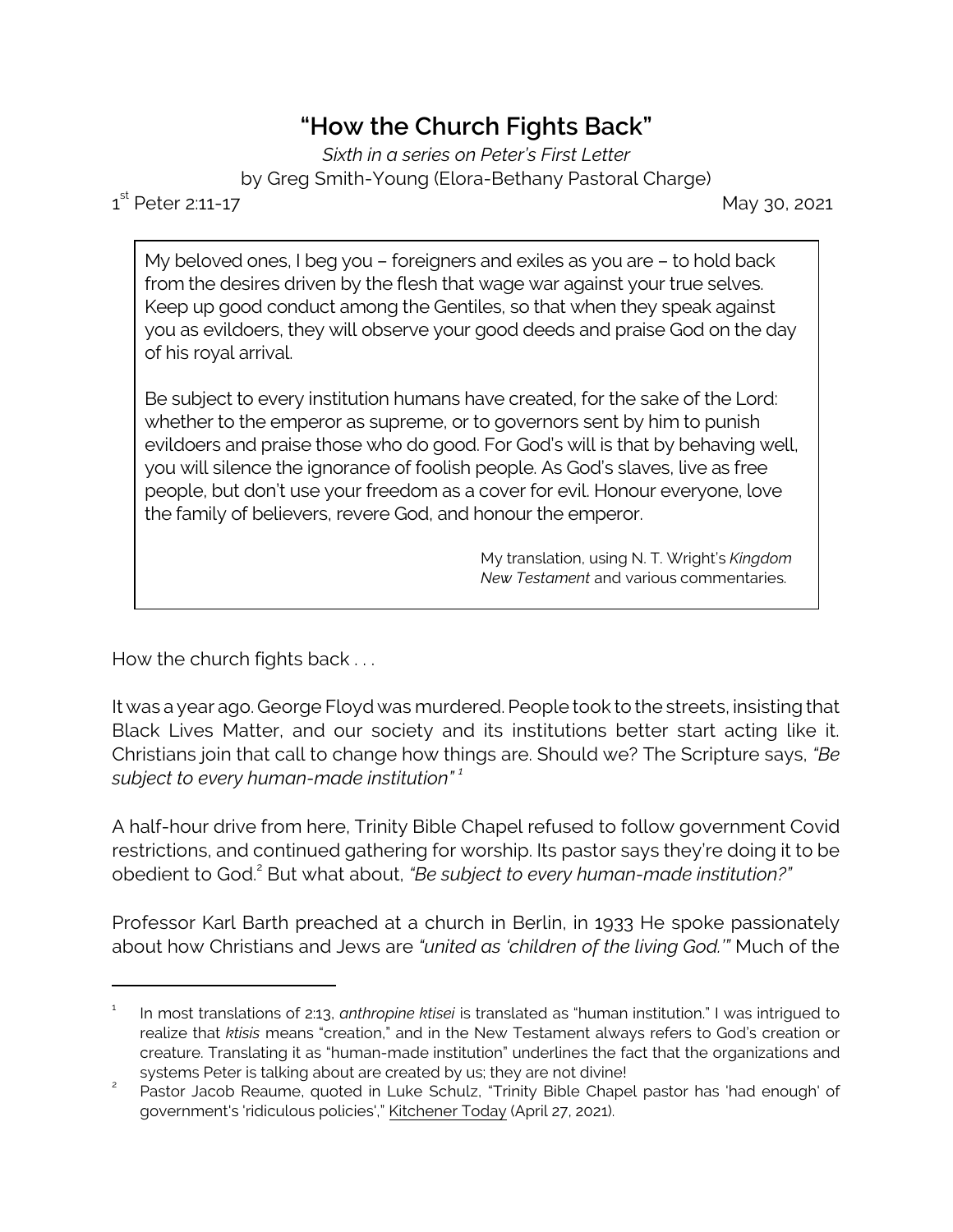# "How the Church Fights Back"

*Sixth in a series on Peter's First Letter*

by Greg Smith-Young (Elora-Bethany Pastoral Charge)

1st Peter 2:11-17 May 30, 2021

> My beloved ones, I beg you – foreigners and exiles as you are – to hold back from the desires driven by the flesh that wage war against your true selves. Keep up good conduct among the Gentiles, so that when they speak against you as evildoers, they will observe your good deeds and praise God on the day of his royal arrival.
>
> Be subject to every institution humans have created, for the sake of the Lord: whether to the emperor as supreme, or to governors sent by him to punish evildoers and praise those who do good. For God's will is that by behaving well, you will silence the ignorance of foolish people. As God's slaves, live as free people, but don't use your freedom as a cover for evil. Honour everyone, love the family of believers, revere God, and honour the emperor.
>
> My translation, using N. T. Wright's *Kingdom New Testament* and various commentaries.

How the church fights back . . .

It was a year ago. George Floyd was murdered. People took to the streets, insisting that Black Lives Matter, and our society and its institutions better start acting like it. Christians join that call to change how things are. Should we? The Scripture says, *"Be subject to every human-made institution"* [1]

A half-hour drive from here, Trinity Bible Chapel refused to follow government Covid restrictions, and continued gathering for worship. Its pastor says they're doing it to be obedient to God.[2] But what about, *"Be subject to every human-made institution?"*

Professor Karl Barth preached at a church in Berlin, in 1933 He spoke passionately about how Christians and Jews are *"united as 'children of the living God.'"* Much of the

---

[1] In most translations of 2:13, *anthropine ktisei* is translated as "human institution." I was intrigued to realize that *ktisis* means "creation," and in the New Testament always refers to God's creation or creature. Translating it as "human-made institution" underlines the fact that the organizations and systems Peter is talking about are created by us; they are not divine!

[2] Pastor Jacob Reaume, quoted in Luke Schulz, "Trinity Bible Chapel pastor has 'had enough' of government's 'ridiculous policies'," Kitchener Today (April 27, 2021).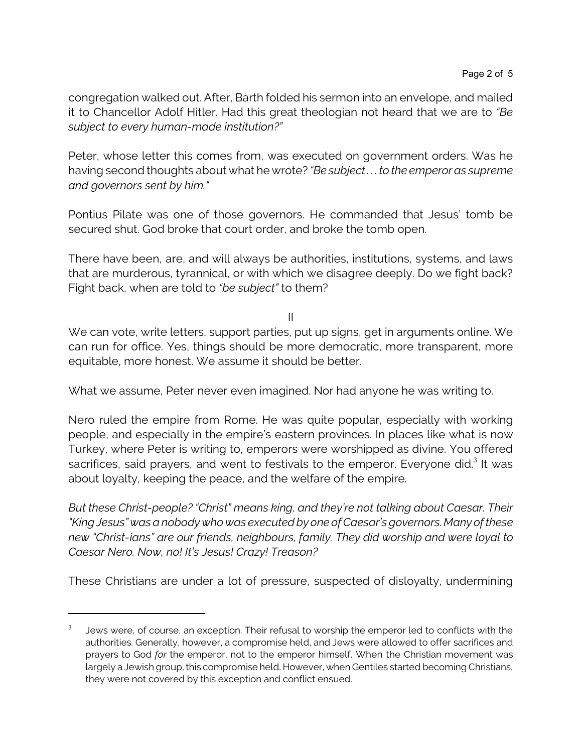congregation walked out. After, Barth folded his sermon into an envelope, and mailed it to Chancellor Adolf Hitler. Had this great theologian not heard that we are to *"Be subject to every human-made institution?"*

Peter, whose letter this comes from, was executed on government orders. Was he having second thoughts about what he wrote? *"Be subject . . . to the emperor as supreme and governors sent by him."*

Pontius Pilate was one of those governors. He commanded that Jesus' tomb be secured shut. God broke that court order, and broke the tomb open.

There have been, are, and will always be authorities, institutions, systems, and laws that are murderous, tyrannical, or with which we disagree deeply. Do we fight back? Fight back, when are told to *"be subject"* to them?

## II

We can vote, write letters, support parties, put up signs, get in arguments online. We can run for office. Yes, things should be more democratic, more transparent, more equitable, more honest. We assume it should be better.

What we assume, Peter never even imagined. Nor had anyone he was writing to.

Nero ruled the empire from Rome. He was quite popular, especially with working people, and especially in the empire's eastern provinces. In places like what is now Turkey, where Peter is writing to, emperors were worshipped as divine. You offered sacrifices, said prayers, and went to festivals to the emperor. Everyone did.[3] It was about loyalty, keeping the peace, and the welfare of the empire.

*But these Christ-people? "Christ" means king, and they're not talking about Caesar. Their "King Jesus" was a nobody who was executed by one of Caesar's governors. Many of these new "Christ-ians" are our friends, neighbours, family. They did worship and were loyal to Caesar Nero. Now, no! It's Jesus! Crazy! Treason?*

These Christians are under a lot of pressure, suspected of disloyalty, undermining

---

[3] Jews were, of course, an exception. Their refusal to worship the emperor led to conflicts with the authorities. Generally, however, a compromise held, and Jews were allowed to offer sacrifices and prayers to God *for* the emperor, not to the emperor himself. When the Christian movement was largely a Jewish group, this compromise held. However, when Gentiles started becoming Christians, they were not covered by this exception and conflict ensued.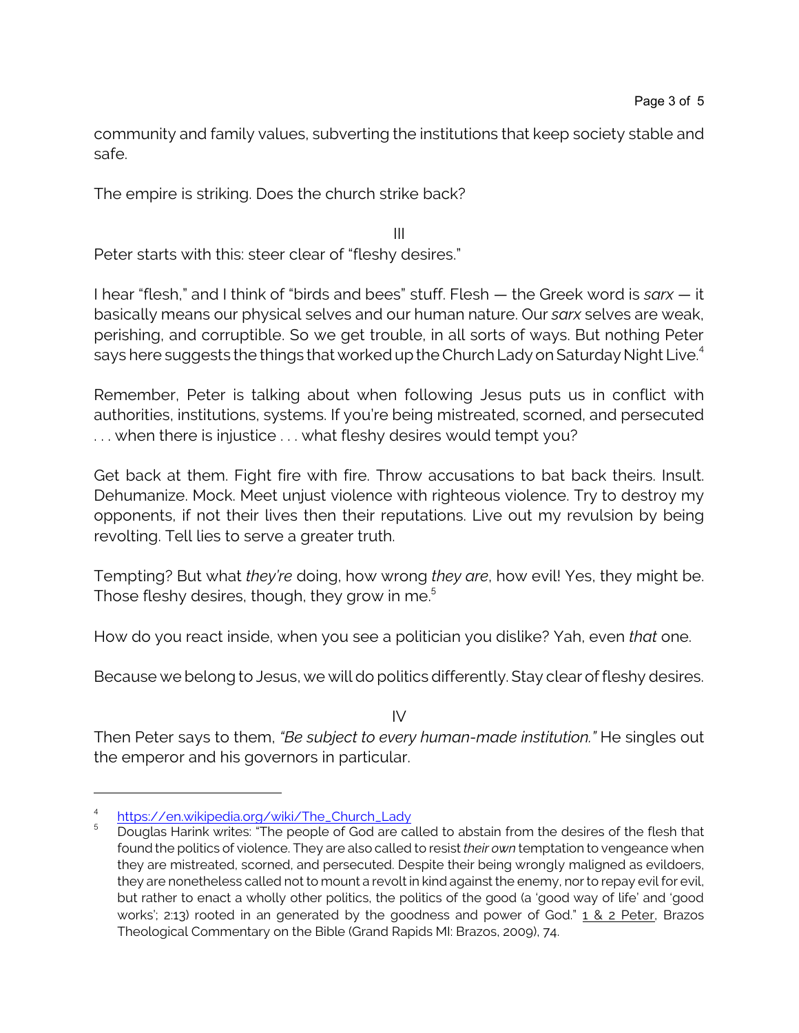community and family values, subverting the institutions that keep society stable and safe.

The empire is striking. Does the church strike back?

III

Peter starts with this: steer clear of "fleshy desires."

I hear "flesh," and I think of "birds and bees" stuff. Flesh — the Greek word is *sarx* — it basically means our physical selves and our human nature. Our *sarx* selves are weak, perishing, and corruptible. So we get trouble, in all sorts of ways. But nothing Peter says here suggests the things that worked up the Church Lady on Saturday Night Live.[4]

Remember, Peter is talking about when following Jesus puts us in conflict with authorities, institutions, systems. If you're being mistreated, scorned, and persecuted . . . when there is injustice . . . what fleshy desires would tempt you?

Get back at them. Fight fire with fire. Throw accusations to bat back theirs. Insult. Dehumanize. Mock. Meet unjust violence with righteous violence. Try to destroy my opponents, if not their lives then their reputations. Live out my revulsion by being revolting. Tell lies to serve a greater truth.

Tempting? But what *they're* doing, how wrong *they are*, how evil! Yes, they might be. Those fleshy desires, though, they grow in me.[5]

How do you react inside, when you see a politician you dislike? Yah, even *that* one.

Because we belong to Jesus, we will do politics differently. Stay clear of fleshy desires.

IV

Then Peter says to them, *"Be subject to every human-made institution."* He singles out the emperor and his governors in particular.

---

[4] https://en.wikipedia.org/wiki/The_Church_Lady

[5] Douglas Harink writes: "The people of God are called to abstain from the desires of the flesh that found the politics of violence. They are also called to resist *their own* temptation to vengeance when they are mistreated, scorned, and persecuted. Despite their being wrongly maligned as evildoers, they are nonetheless called not to mount a revolt in kind against the enemy, nor to repay evil for evil, but rather to enact a wholly other politics, the politics of the good (a 'good way of life' and 'good works'; 2:13) rooted in an generated by the goodness and power of God." 1 & 2 Peter, Brazos Theological Commentary on the Bible (Grand Rapids MI: Brazos, 2009), 74.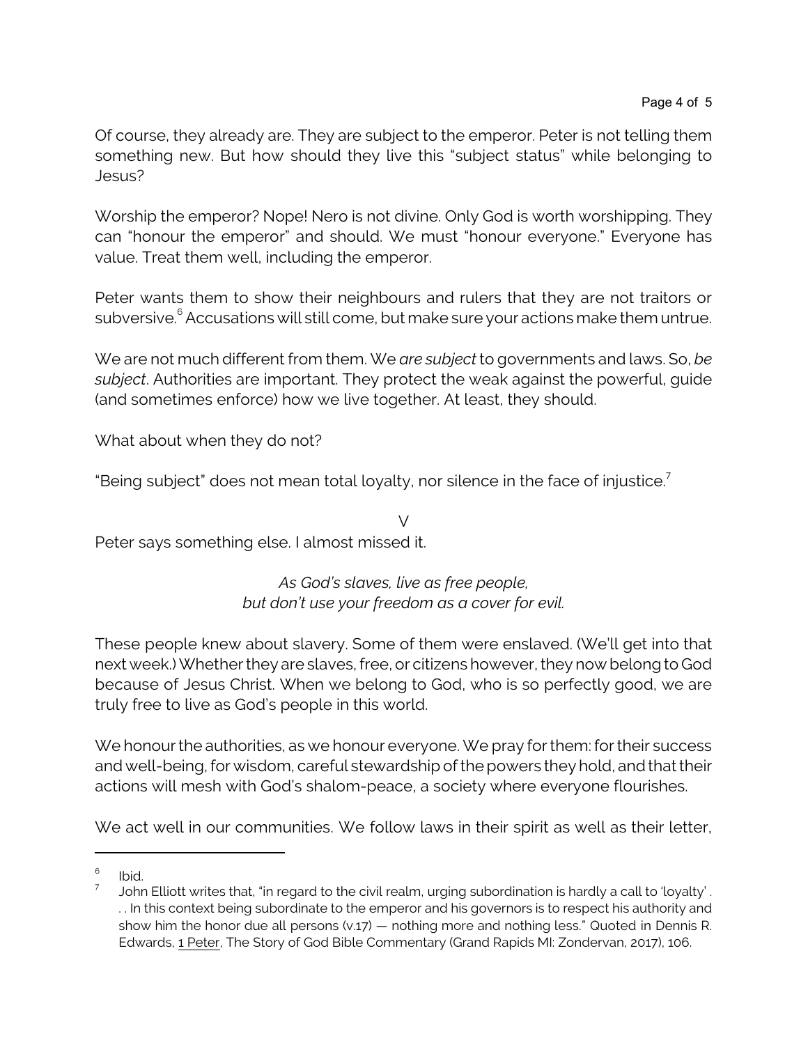Of course, they already are. They are subject to the emperor. Peter is not telling them something new. But how should they live this "subject status" while belonging to Jesus?

Worship the emperor? Nope! Nero is not divine. Only God is worth worshipping. They can "honour the emperor" and should. We must "honour everyone." Everyone has value. Treat them well, including the emperor.

Peter wants them to show their neighbours and rulers that they are not traitors or subversive.[6] Accusations will still come, but make sure your actions make them untrue.

We are not much different from them. We *are subject* to governments and laws. So, *be subject*. Authorities are important. They protect the weak against the powerful, guide (and sometimes enforce) how we live together. At least, they should.

What about when they do not?

"Being subject" does not mean total loyalty, nor silence in the face of injustice.[7]

V

Peter says something else. I almost missed it.

*As God's slaves, live as free people,*
*but don't use your freedom as a cover for evil.*

These people knew about slavery. Some of them were enslaved. (We'll get into that next week.) Whether they are slaves, free, or citizens however, they now belong to God because of Jesus Christ. When we belong to God, who is so perfectly good, we are truly free to live as God's people in this world.

We honour the authorities, as we honour everyone. We pray for them: for their success and well-being, for wisdom, careful stewardship of the powers they hold, and that their actions will mesh with God's shalom-peace, a society where everyone flourishes.

We act well in our communities. We follow laws in their spirit as well as their letter,

---

[6] Ibid.

[7] John Elliott writes that, "in regard to the civil realm, urging subordination is hardly a call to 'loyalty' . . . In this context being subordinate to the emperor and his governors is to respect his authority and show him the honor due all persons (v.17) — nothing more and nothing less." Quoted in Dennis R. Edwards, 1 Peter, The Story of God Bible Commentary (Grand Rapids MI: Zondervan, 2017), 106.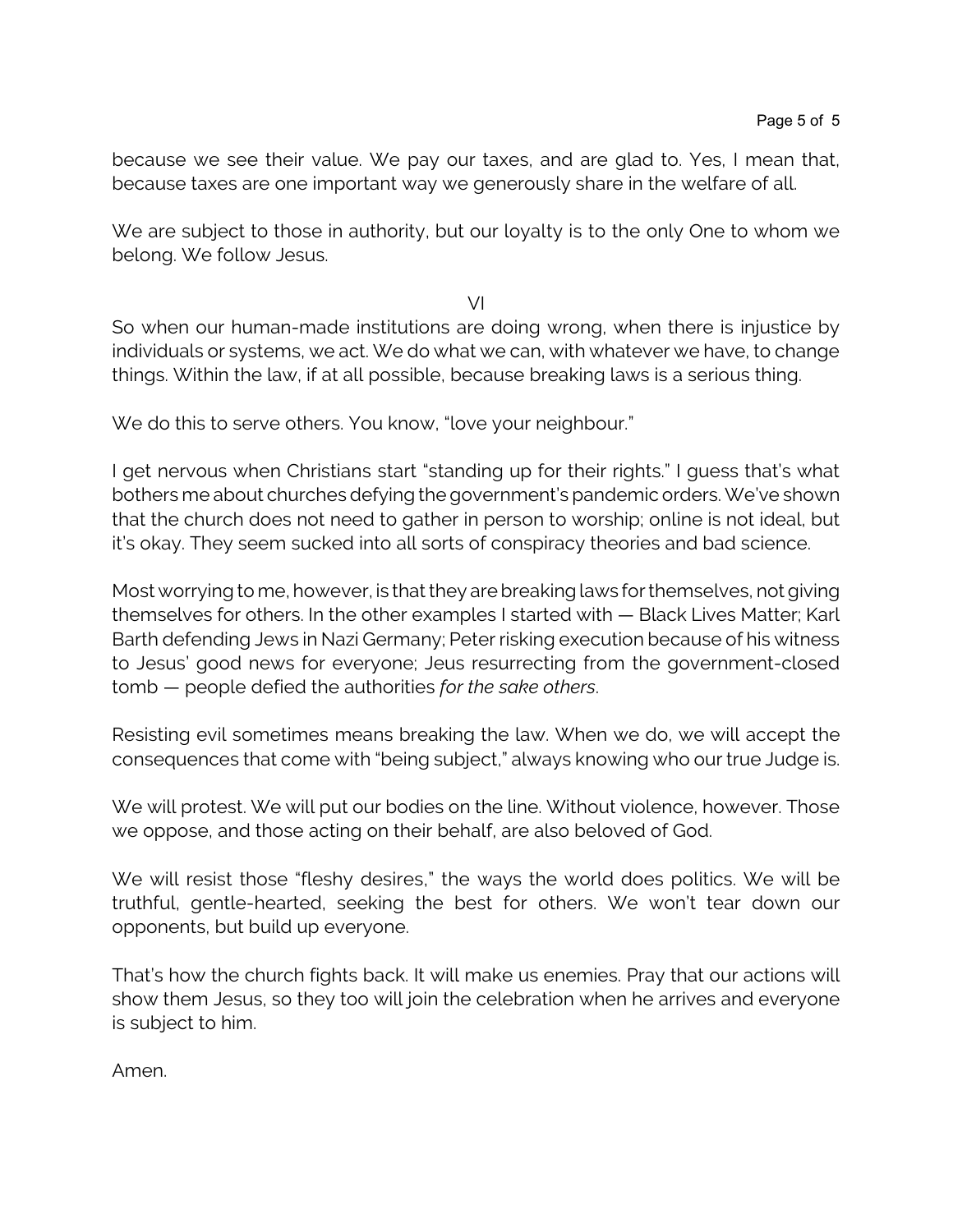because we see their value. We pay our taxes, and are glad to. Yes, I mean that, because taxes are one important way we generously share in the welfare of all.

We are subject to those in authority, but our loyalty is to the only One to whom we belong. We follow Jesus.

## VI

So when our human-made institutions are doing wrong, when there is injustice by individuals or systems, we act. We do what we can, with whatever we have, to change things. Within the law, if at all possible, because breaking laws is a serious thing.

We do this to serve others. You know, "love your neighbour."

I get nervous when Christians start "standing up for their rights." I guess that's what bothers me about churches defying the government's pandemic orders. We've shown that the church does not need to gather in person to worship; online is not ideal, but it's okay. They seem sucked into all sorts of conspiracy theories and bad science.

Most worrying to me, however, is that they are breaking laws for themselves, not giving themselves for others. In the other examples I started with — Black Lives Matter; Karl Barth defending Jews in Nazi Germany; Peter risking execution because of his witness to Jesus' good news for everyone; Jeus resurrecting from the government-closed tomb — people defied the authorities *for the sake others*.

Resisting evil sometimes means breaking the law. When we do, we will accept the consequences that come with "being subject," always knowing who our true Judge is.

We will protest. We will put our bodies on the line. Without violence, however. Those we oppose, and those acting on their behalf, are also beloved of God.

We will resist those "fleshy desires," the ways the world does politics. We will be truthful, gentle-hearted, seeking the best for others. We won't tear down our opponents, but build up everyone.

That's how the church fights back. It will make us enemies. Pray that our actions will show them Jesus, so they too will join the celebration when he arrives and everyone is subject to him.

Amen.